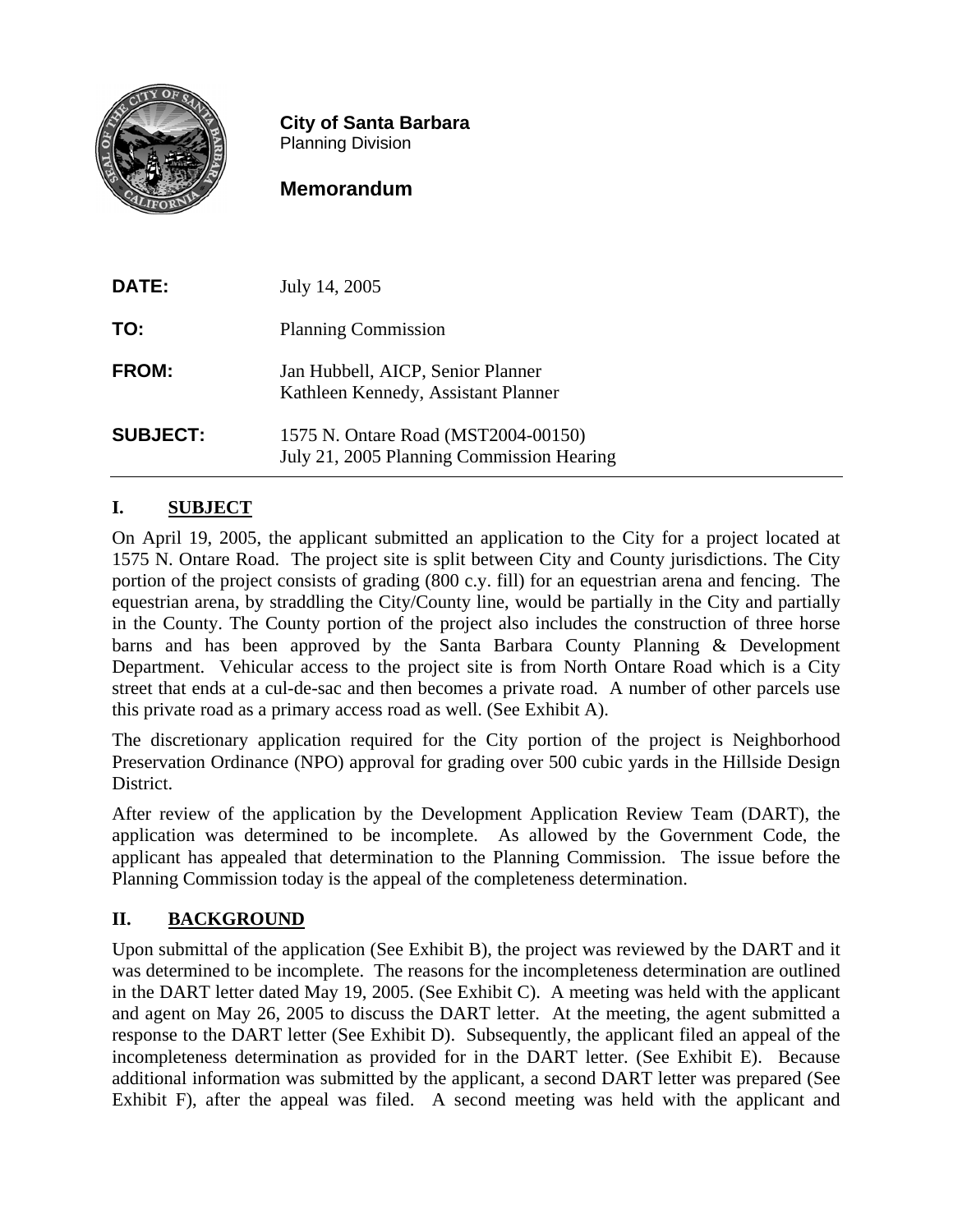**City of Santa Barbara**
Planning Division

## Memorandum

| | |
|---|---|
| **DATE:** | July 14, 2005 |
| **TO:** | Planning Commission |
| **FROM:** | Jan Hubbell, AICP, Senior Planner<br>Kathleen Kennedy, Assistant Planner |
| **SUBJECT:** | 1575 N. Ontare Road (MST2004-00150)<br>July 21, 2005 Planning Commission Hearing |

## I. SUBJECT

On April 19, 2005, the applicant submitted an application to the City for a project located at 1575 N. Ontare Road. The project site is split between City and County jurisdictions. The City portion of the project consists of grading (800 c.y. fill) for an equestrian arena and fencing. The equestrian arena, by straddling the City/County line, would be partially in the City and partially in the County. The County portion of the project also includes the construction of three horse barns and has been approved by the Santa Barbara County Planning & Development Department. Vehicular access to the project site is from North Ontare Road which is a City street that ends at a cul-de-sac and then becomes a private road. A number of other parcels use this private road as a primary access road as well. (See Exhibit A).

The discretionary application required for the City portion of the project is Neighborhood Preservation Ordinance (NPO) approval for grading over 500 cubic yards in the Hillside Design District.

After review of the application by the Development Application Review Team (DART), the application was determined to be incomplete. As allowed by the Government Code, the applicant has appealed that determination to the Planning Commission. The issue before the Planning Commission today is the appeal of the completeness determination.

## II. BACKGROUND

Upon submittal of the application (See Exhibit B), the project was reviewed by the DART and it was determined to be incomplete. The reasons for the incompleteness determination are outlined in the DART letter dated May 19, 2005. (See Exhibit C). A meeting was held with the applicant and agent on May 26, 2005 to discuss the DART letter. At the meeting, the agent submitted a response to the DART letter (See Exhibit D). Subsequently, the applicant filed an appeal of the incompleteness determination as provided for in the DART letter. (See Exhibit E). Because additional information was submitted by the applicant, a second DART letter was prepared (See Exhibit F), after the appeal was filed. A second meeting was held with the applicant and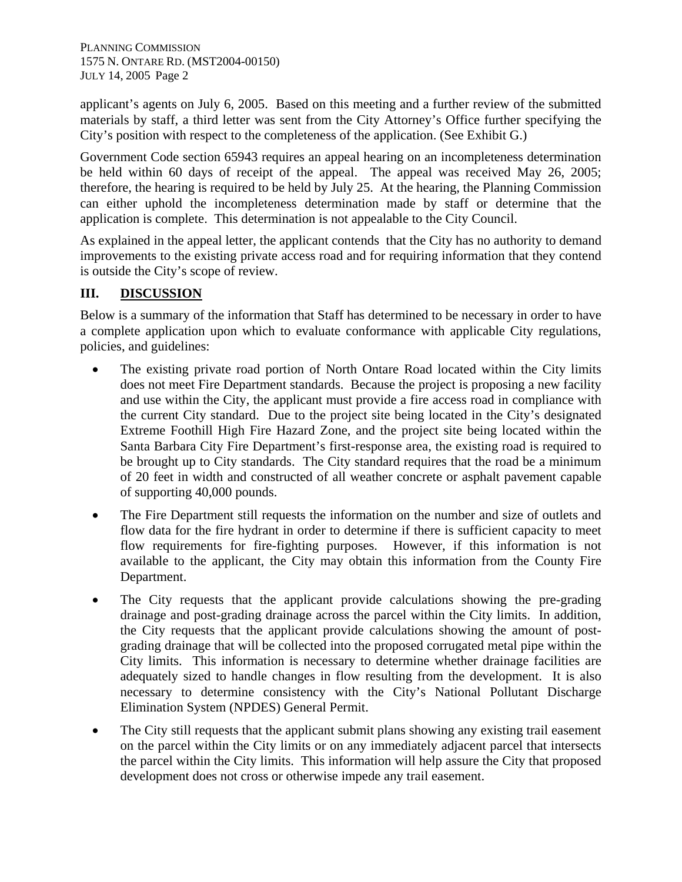applicant's agents on July 6, 2005. Based on this meeting and a further review of the submitted materials by staff, a third letter was sent from the City Attorney's Office further specifying the City's position with respect to the completeness of the application. (See Exhibit G.)

Government Code section 65943 requires an appeal hearing on an incompleteness determination be held within 60 days of receipt of the appeal. The appeal was received May 26, 2005; therefore, the hearing is required to be held by July 25. At the hearing, the Planning Commission can either uphold the incompleteness determination made by staff or determine that the application is complete. This determination is not appealable to the City Council.

As explained in the appeal letter, the applicant contends that the City has no authority to demand improvements to the existing private access road and for requiring information that they contend is outside the City's scope of review.

## III. DISCUSSION

Below is a summary of the information that Staff has determined to be necessary in order to have a complete application upon which to evaluate conformance with applicable City regulations, policies, and guidelines:

- The existing private road portion of North Ontare Road located within the City limits does not meet Fire Department standards. Because the project is proposing a new facility and use within the City, the applicant must provide a fire access road in compliance with the current City standard. Due to the project site being located in the City's designated Extreme Foothill High Fire Hazard Zone, and the project site being located within the Santa Barbara City Fire Department's first-response area, the existing road is required to be brought up to City standards. The City standard requires that the road be a minimum of 20 feet in width and constructed of all weather concrete or asphalt pavement capable of supporting 40,000 pounds.

- The Fire Department still requests the information on the number and size of outlets and flow data for the fire hydrant in order to determine if there is sufficient capacity to meet flow requirements for fire-fighting purposes. However, if this information is not available to the applicant, the City may obtain this information from the County Fire Department.

- The City requests that the applicant provide calculations showing the pre-grading drainage and post-grading drainage across the parcel within the City limits. In addition, the City requests that the applicant provide calculations showing the amount of post-grading drainage that will be collected into the proposed corrugated metal pipe within the City limits. This information is necessary to determine whether drainage facilities are adequately sized to handle changes in flow resulting from the development. It is also necessary to determine consistency with the City's National Pollutant Discharge Elimination System (NPDES) General Permit.

- The City still requests that the applicant submit plans showing any existing trail easement on the parcel within the City limits or on any immediately adjacent parcel that intersects the parcel within the City limits. This information will help assure the City that proposed development does not cross or otherwise impede any trail easement.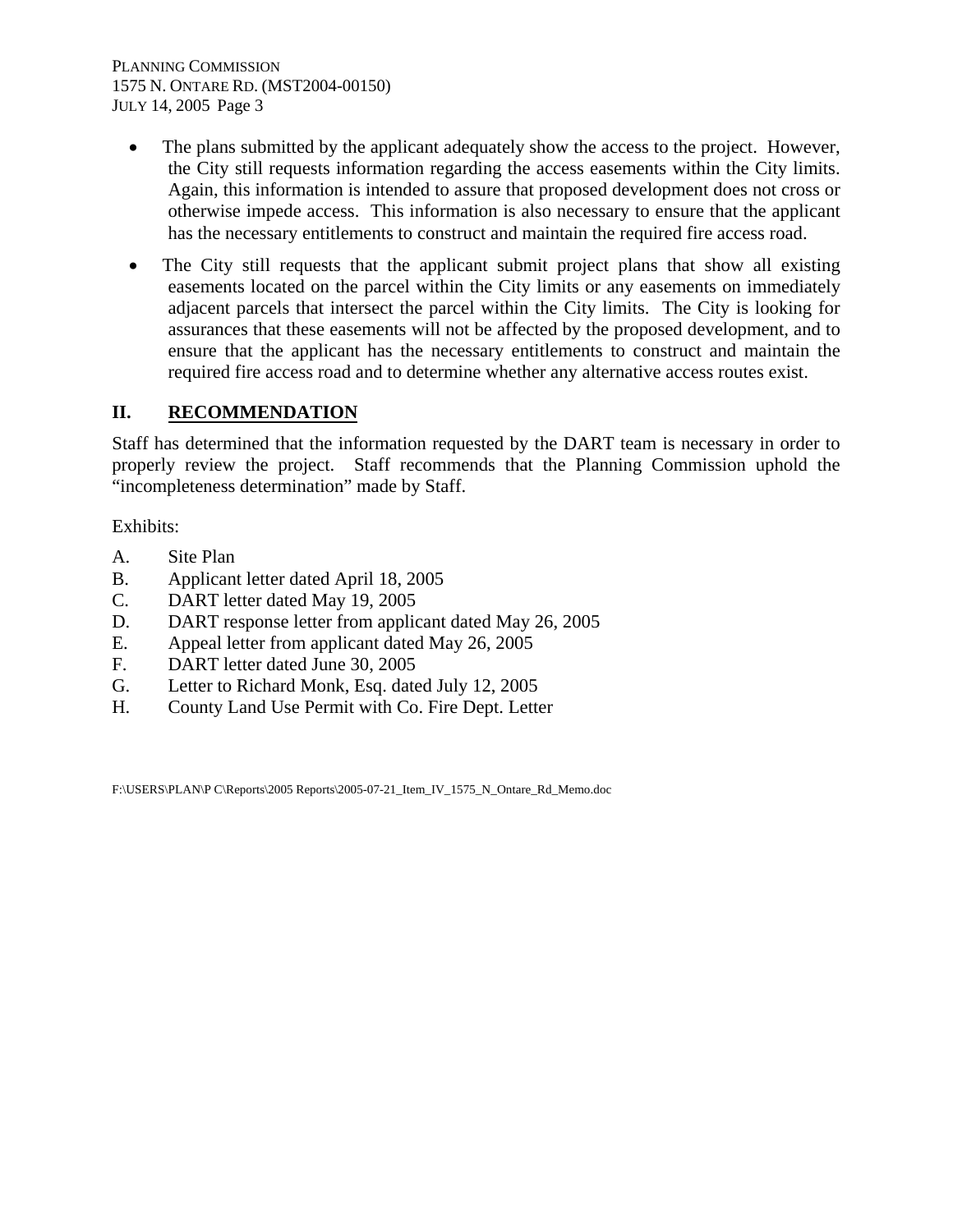- The plans submitted by the applicant adequately show the access to the project. However, the City still requests information regarding the access easements within the City limits. Again, this information is intended to assure that proposed development does not cross or otherwise impede access. This information is also necessary to ensure that the applicant has the necessary entitlements to construct and maintain the required fire access road.

- The City still requests that the applicant submit project plans that show all existing easements located on the parcel within the City limits or any easements on immediately adjacent parcels that intersect the parcel within the City limits. The City is looking for assurances that these easements will not be affected by the proposed development, and to ensure that the applicant has the necessary entitlements to construct and maintain the required fire access road and to determine whether any alternative access routes exist.

## II. RECOMMENDATION

Staff has determined that the information requested by the DART team is necessary in order to properly review the project. Staff recommends that the Planning Commission uphold the "incompleteness determination" made by Staff.

Exhibits:

A. Site Plan
B. Applicant letter dated April 18, 2005
C. DART letter dated May 19, 2005
D. DART response letter from applicant dated May 26, 2005
E. Appeal letter from applicant dated May 26, 2005
F. DART letter dated June 30, 2005
G. Letter to Richard Monk, Esq. dated July 12, 2005
H. County Land Use Permit with Co. Fire Dept. Letter

F:\USERS\PLAN\P C\Reports\2005 Reports\2005-07-21_Item_IV_1575_N_Ontare_Rd_Memo.doc